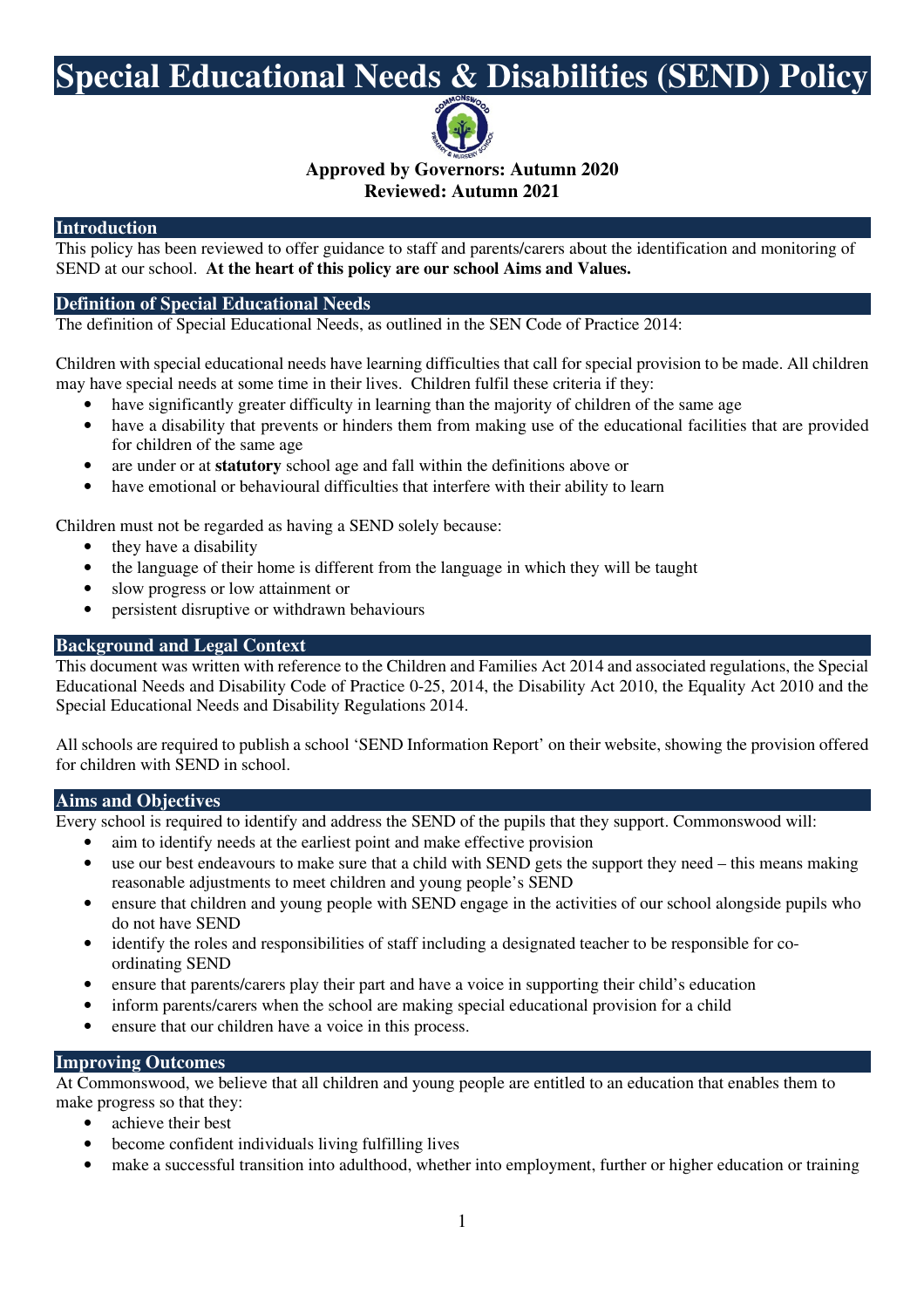# Special Educational Needs & Disabilities (SEND) Policy

**Approved by Governors: Autumn 2020**
**Reviewed: Autumn 2021**

## Introduction

This policy has been reviewed to offer guidance to staff and parents/carers about the identification and monitoring of SEND at our school. **At the heart of this policy are our school Aims and Values.**

## Definition of Special Educational Needs

The definition of Special Educational Needs, as outlined in the SEN Code of Practice 2014:

Children with special educational needs have learning difficulties that call for special provision to be made. All children may have special needs at some time in their lives. Children fulfil these criteria if they:

- have significantly greater difficulty in learning than the majority of children of the same age
- have a disability that prevents or hinders them from making use of the educational facilities that are provided for children of the same age
- are under or at **statutory** school age and fall within the definitions above or
- have emotional or behavioural difficulties that interfere with their ability to learn

Children must not be regarded as having a SEND solely because:

- they have a disability
- the language of their home is different from the language in which they will be taught
- slow progress or low attainment or
- persistent disruptive or withdrawn behaviours

## Background and Legal Context

This document was written with reference to the Children and Families Act 2014 and associated regulations, the Special Educational Needs and Disability Code of Practice 0-25, 2014, the Disability Act 2010, the Equality Act 2010 and the Special Educational Needs and Disability Regulations 2014.

All schools are required to publish a school 'SEND Information Report' on their website, showing the provision offered for children with SEND in school.

## Aims and Objectives

Every school is required to identify and address the SEND of the pupils that they support. Commonswood will:

- aim to identify needs at the earliest point and make effective provision
- use our best endeavours to make sure that a child with SEND gets the support they need – this means making reasonable adjustments to meet children and young people's SEND
- ensure that children and young people with SEND engage in the activities of our school alongside pupils who do not have SEND
- identify the roles and responsibilities of staff including a designated teacher to be responsible for co-ordinating SEND
- ensure that parents/carers play their part and have a voice in supporting their child's education
- inform parents/carers when the school are making special educational provision for a child
- ensure that our children have a voice in this process.

## Improving Outcomes

At Commonswood, we believe that all children and young people are entitled to an education that enables them to make progress so that they:

- achieve their best
- become confident individuals living fulfilling lives
- make a successful transition into adulthood, whether into employment, further or higher education or training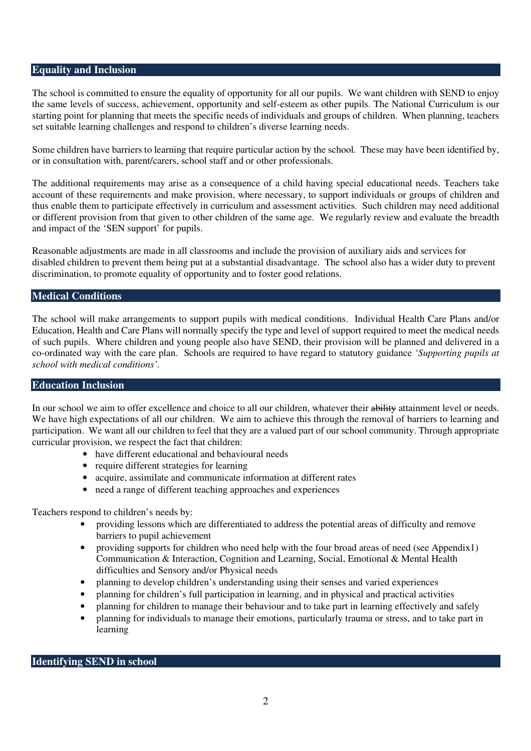## Equality and Inclusion

The school is committed to ensure the equality of opportunity for all our pupils. We want children with SEND to enjoy the same levels of success, achievement, opportunity and self-esteem as other pupils. The National Curriculum is our starting point for planning that meets the specific needs of individuals and groups of children. When planning, teachers set suitable learning challenges and respond to children's diverse learning needs.

Some children have barriers to learning that require particular action by the school. These may have been identified by, or in consultation with, parent/carers, school staff and or other professionals.

The additional requirements may arise as a consequence of a child having special educational needs. Teachers take account of these requirements and make provision, where necessary, to support individuals or groups of children and thus enable them to participate effectively in curriculum and assessment activities. Such children may need additional or different provision from that given to other children of the same age. We regularly review and evaluate the breadth and impact of the 'SEN support' for pupils.

Reasonable adjustments are made in all classrooms and include the provision of auxiliary aids and services for disabled children to prevent them being put at a substantial disadvantage. The school also has a wider duty to prevent discrimination, to promote equality of opportunity and to foster good relations.

## Medical Conditions

The school will make arrangements to support pupils with medical conditions. Individual Health Care Plans and/or Education, Health and Care Plans will normally specify the type and level of support required to meet the medical needs of such pupils. Where children and young people also have SEND, their provision will be planned and delivered in a co-ordinated way with the care plan. Schools are required to have regard to statutory guidance *'Supporting pupils at school with medical conditions'.*

## Education Inclusion

In our school we aim to offer excellence and choice to all our children, whatever their ~~ability~~ attainment level or needs. We have high expectations of all our children. We aim to achieve this through the removal of barriers to learning and participation. We want all our children to feel that they are a valued part of our school community. Through appropriate curricular provision, we respect the fact that children:

- have different educational and behavioural needs
- require different strategies for learning
- acquire, assimilate and communicate information at different rates
- need a range of different teaching approaches and experiences

Teachers respond to children's needs by:

- providing lessons which are differentiated to address the potential areas of difficulty and remove barriers to pupil achievement
- providing supports for children who need help with the four broad areas of need (see Appendix1) Communication & Interaction, Cognition and Learning, Social, Emotional & Mental Health difficulties and Sensory and/or Physical needs
- planning to develop children's understanding using their senses and varied experiences
- planning for children's full participation in learning, and in physical and practical activities
- planning for children to manage their behaviour and to take part in learning effectively and safely
- planning for individuals to manage their emotions, particularly trauma or stress, and to take part in learning

## Identifying SEND in school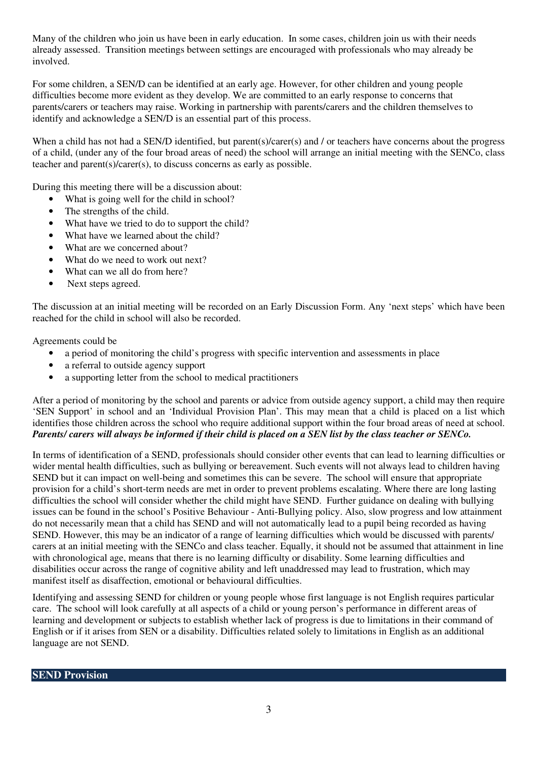Many of the children who join us have been in early education. In some cases, children join us with their needs already assessed. Transition meetings between settings are encouraged with professionals who may already be involved.

For some children, a SEN/D can be identified at an early age. However, for other children and young people difficulties become more evident as they develop. We are committed to an early response to concerns that parents/carers or teachers may raise. Working in partnership with parents/carers and the children themselves to identify and acknowledge a SEN/D is an essential part of this process.

When a child has not had a SEN/D identified, but parent(s)/carer(s) and / or teachers have concerns about the progress of a child, (under any of the four broad areas of need) the school will arrange an initial meeting with the SENCo, class teacher and parent(s)/carer(s), to discuss concerns as early as possible.

During this meeting there will be a discussion about:

- What is going well for the child in school?
- The strengths of the child.
- What have we tried to do to support the child?
- What have we learned about the child?
- What are we concerned about?
- What do we need to work out next?
- What can we all do from here?
- Next steps agreed.

The discussion at an initial meeting will be recorded on an Early Discussion Form. Any 'next steps' which have been reached for the child in school will also be recorded.

Agreements could be

- a period of monitoring the child's progress with specific intervention and assessments in place
- a referral to outside agency support
- a supporting letter from the school to medical practitioners

After a period of monitoring by the school and parents or advice from outside agency support, a child may then require 'SEN Support' in school and an 'Individual Provision Plan'. This may mean that a child is placed on a list which identifies those children across the school who require additional support within the four broad areas of need at school. ***Parents/ carers will always be informed if their child is placed on a SEN list by the class teacher or SENCo.***

In terms of identification of a SEND, professionals should consider other events that can lead to learning difficulties or wider mental health difficulties, such as bullying or bereavement. Such events will not always lead to children having SEND but it can impact on well-being and sometimes this can be severe. The school will ensure that appropriate provision for a child's short-term needs are met in order to prevent problems escalating. Where there are long lasting difficulties the school will consider whether the child might have SEND. Further guidance on dealing with bullying issues can be found in the school's Positive Behaviour - Anti-Bullying policy. Also, slow progress and low attainment do not necessarily mean that a child has SEND and will not automatically lead to a pupil being recorded as having SEND. However, this may be an indicator of a range of learning difficulties which would be discussed with parents/ carers at an initial meeting with the SENCo and class teacher. Equally, it should not be assumed that attainment in line with chronological age, means that there is no learning difficulty or disability. Some learning difficulties and disabilities occur across the range of cognitive ability and left unaddressed may lead to frustration, which may manifest itself as disaffection, emotional or behavioural difficulties.

Identifying and assessing SEND for children or young people whose first language is not English requires particular care. The school will look carefully at all aspects of a child or young person's performance in different areas of learning and development or subjects to establish whether lack of progress is due to limitations in their command of English or if it arises from SEN or a disability. Difficulties related solely to limitations in English as an additional language are not SEND.

## SEND Provision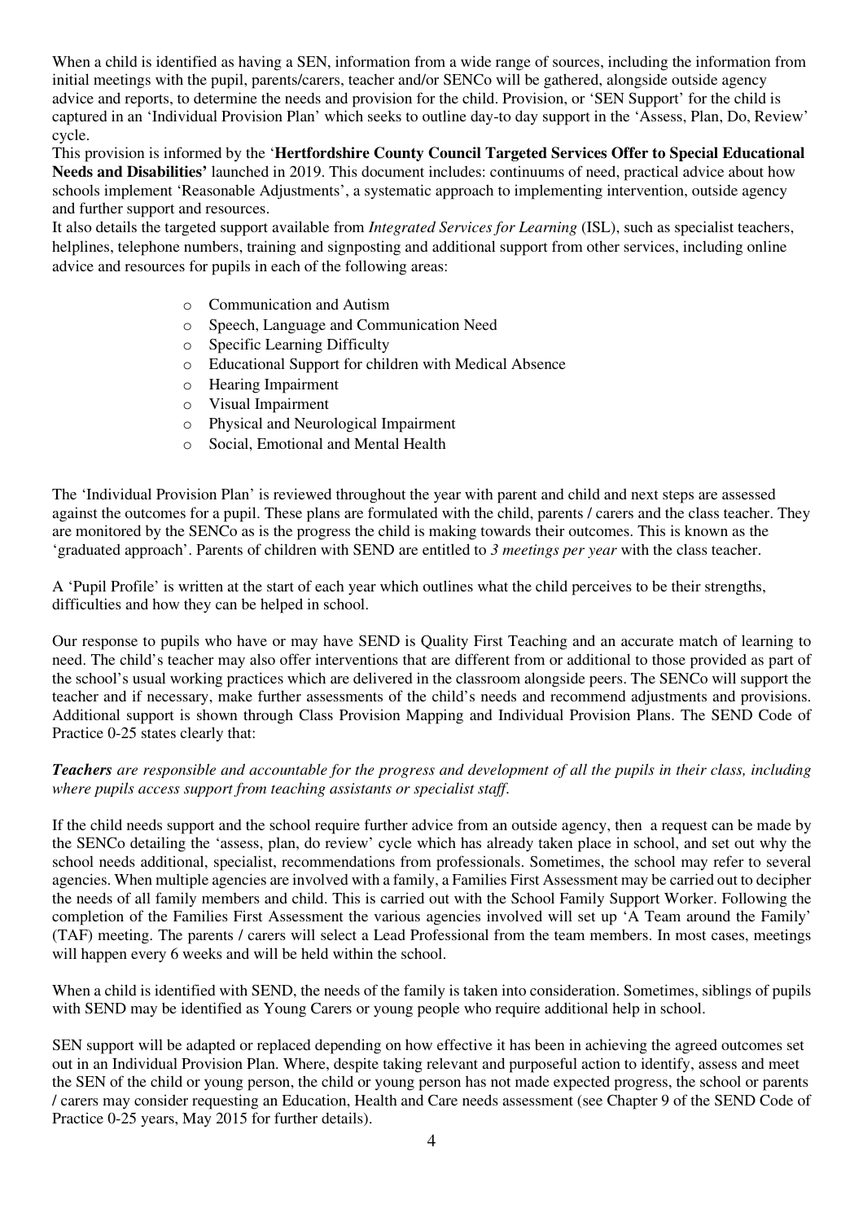When a child is identified as having a SEN, information from a wide range of sources, including the information from initial meetings with the pupil, parents/carers, teacher and/or SENCo will be gathered, alongside outside agency advice and reports, to determine the needs and provision for the child. Provision, or 'SEN Support' for the child is captured in an 'Individual Provision Plan' which seeks to outline day-to day support in the 'Assess, Plan, Do, Review' cycle.

This provision is informed by the '**Hertfordshire County Council Targeted Services Offer to Special Educational Needs and Disabilities'** launched in 2019. This document includes: continuums of need, practical advice about how schools implement 'Reasonable Adjustments', a systematic approach to implementing intervention, outside agency and further support and resources.

It also details the targeted support available from *Integrated Services for Learning* (ISL), such as specialist teachers, helplines, telephone numbers, training and signposting and additional support from other services, including online advice and resources for pupils in each of the following areas:

- Communication and Autism
- Speech, Language and Communication Need
- Specific Learning Difficulty
- Educational Support for children with Medical Absence
- Hearing Impairment
- Visual Impairment
- Physical and Neurological Impairment
- Social, Emotional and Mental Health

The 'Individual Provision Plan' is reviewed throughout the year with parent and child and next steps are assessed against the outcomes for a pupil. These plans are formulated with the child, parents / carers and the class teacher. They are monitored by the SENCo as is the progress the child is making towards their outcomes. This is known as the 'graduated approach'. Parents of children with SEND are entitled to *3 meetings per year* with the class teacher.

A 'Pupil Profile' is written at the start of each year which outlines what the child perceives to be their strengths, difficulties and how they can be helped in school.

Our response to pupils who have or may have SEND is Quality First Teaching and an accurate match of learning to need. The child's teacher may also offer interventions that are different from or additional to those provided as part of the school's usual working practices which are delivered in the classroom alongside peers. The SENCo will support the teacher and if necessary, make further assessments of the child's needs and recommend adjustments and provisions. Additional support is shown through Class Provision Mapping and Individual Provision Plans. The SEND Code of Practice 0-25 states clearly that:

***Teachers** are responsible and accountable for the progress and development of all the pupils in their class, including where pupils access support from teaching assistants or specialist staff.*

If the child needs support and the school require further advice from an outside agency, then a request can be made by the SENCo detailing the 'assess, plan, do review' cycle which has already taken place in school, and set out why the school needs additional, specialist, recommendations from professionals. Sometimes, the school may refer to several agencies. When multiple agencies are involved with a family, a Families First Assessment may be carried out to decipher the needs of all family members and child. This is carried out with the School Family Support Worker. Following the completion of the Families First Assessment the various agencies involved will set up 'A Team around the Family' (TAF) meeting. The parents / carers will select a Lead Professional from the team members. In most cases, meetings will happen every 6 weeks and will be held within the school.

When a child is identified with SEND, the needs of the family is taken into consideration. Sometimes, siblings of pupils with SEND may be identified as Young Carers or young people who require additional help in school.

SEN support will be adapted or replaced depending on how effective it has been in achieving the agreed outcomes set out in an Individual Provision Plan. Where, despite taking relevant and purposeful action to identify, assess and meet the SEN of the child or young person, the child or young person has not made expected progress, the school or parents / carers may consider requesting an Education, Health and Care needs assessment (see Chapter 9 of the SEND Code of Practice 0-25 years, May 2015 for further details).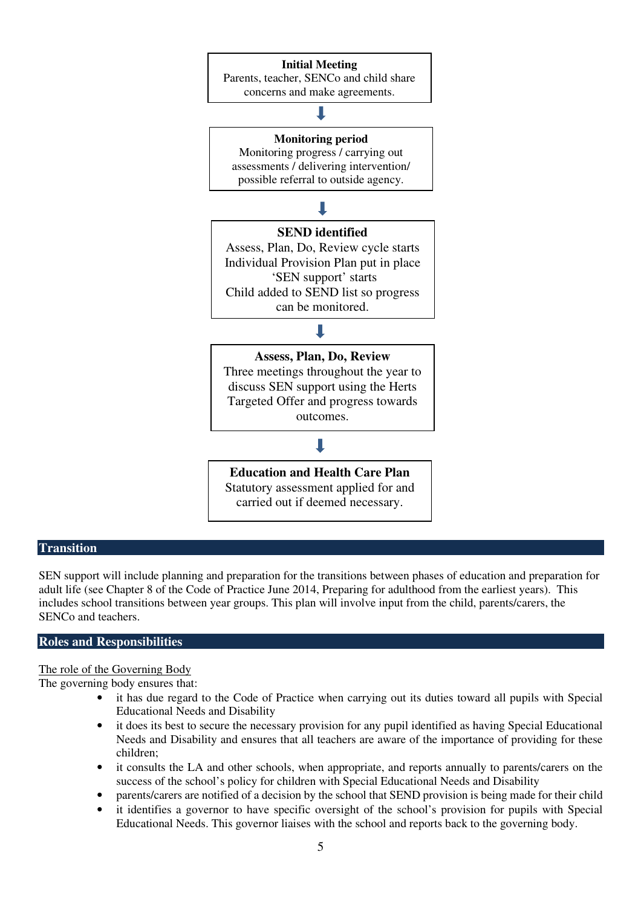**Initial Meeting**
Parents, teacher, SENCo and child share concerns and make agreements.

⬇

**Monitoring period**
Monitoring progress / carrying out assessments / delivering intervention/ possible referral to outside agency.

⬇

**SEND identified**
Assess, Plan, Do, Review cycle starts
Individual Provision Plan put in place
'SEN support' starts
Child added to SEND list so progress can be monitored.

⬇

**Assess, Plan, Do, Review**
Three meetings throughout the year to discuss SEN support using the Herts Targeted Offer and progress towards outcomes.

⬇

**Education and Health Care Plan**
Statutory assessment applied for and carried out if deemed necessary.

## Transition

SEN support will include planning and preparation for the transitions between phases of education and preparation for adult life (see Chapter 8 of the Code of Practice June 2014, Preparing for adulthood from the earliest years). This includes school transitions between year groups. This plan will involve input from the child, parents/carers, the SENCo and teachers.

## Roles and Responsibilities

The role of the Governing Body

The governing body ensures that:

- it has due regard to the Code of Practice when carrying out its duties toward all pupils with Special Educational Needs and Disability
- it does its best to secure the necessary provision for any pupil identified as having Special Educational Needs and Disability and ensures that all teachers are aware of the importance of providing for these children;
- it consults the LA and other schools, when appropriate, and reports annually to parents/carers on the success of the school's policy for children with Special Educational Needs and Disability
- parents/carers are notified of a decision by the school that SEND provision is being made for their child
- it identifies a governor to have specific oversight of the school's provision for pupils with Special Educational Needs. This governor liaises with the school and reports back to the governing body.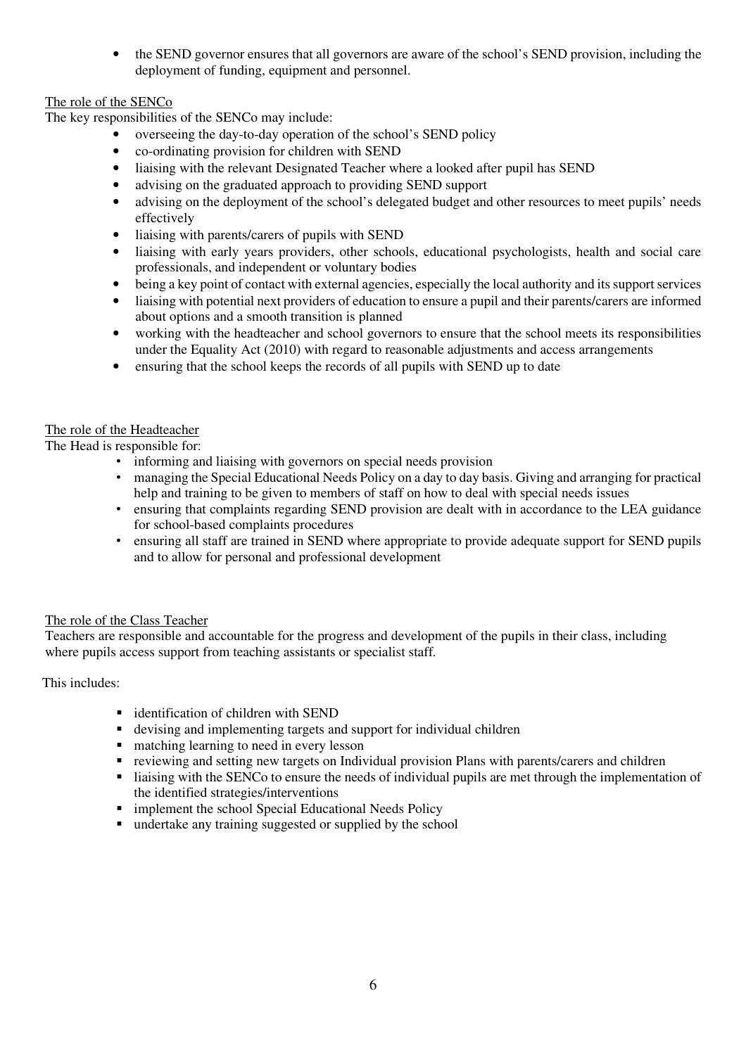- the SEND governor ensures that all governors are aware of the school's SEND provision, including the deployment of funding, equipment and personnel.

The role of the SENCo

The key responsibilities of the SENCo may include:

- overseeing the day-to-day operation of the school's SEND policy
- co-ordinating provision for children with SEND
- liaising with the relevant Designated Teacher where a looked after pupil has SEND
- advising on the graduated approach to providing SEND support
- advising on the deployment of the school's delegated budget and other resources to meet pupils' needs effectively
- liaising with parents/carers of pupils with SEND
- liaising with early years providers, other schools, educational psychologists, health and social care professionals, and independent or voluntary bodies
- being a key point of contact with external agencies, especially the local authority and its support services
- liaising with potential next providers of education to ensure a pupil and their parents/carers are informed about options and a smooth transition is planned
- working with the headteacher and school governors to ensure that the school meets its responsibilities under the Equality Act (2010) with regard to reasonable adjustments and access arrangements
- ensuring that the school keeps the records of all pupils with SEND up to date

The role of the Headteacher

The Head is responsible for:

- informing and liaising with governors on special needs provision
- managing the Special Educational Needs Policy on a day to day basis. Giving and arranging for practical help and training to be given to members of staff on how to deal with special needs issues
- ensuring that complaints regarding SEND provision are dealt with in accordance to the LEA guidance for school-based complaints procedures
- ensuring all staff are trained in SEND where appropriate to provide adequate support for SEND pupils and to allow for personal and professional development

The role of the Class Teacher

Teachers are responsible and accountable for the progress and development of the pupils in their class, including where pupils access support from teaching assistants or specialist staff.

This includes:

- identification of children with SEND
- devising and implementing targets and support for individual children
- matching learning to need in every lesson
- reviewing and setting new targets on Individual provision Plans with parents/carers and children
- liaising with the SENCo to ensure the needs of individual pupils are met through the implementation of the identified strategies/interventions
- implement the school Special Educational Needs Policy
- undertake any training suggested or supplied by the school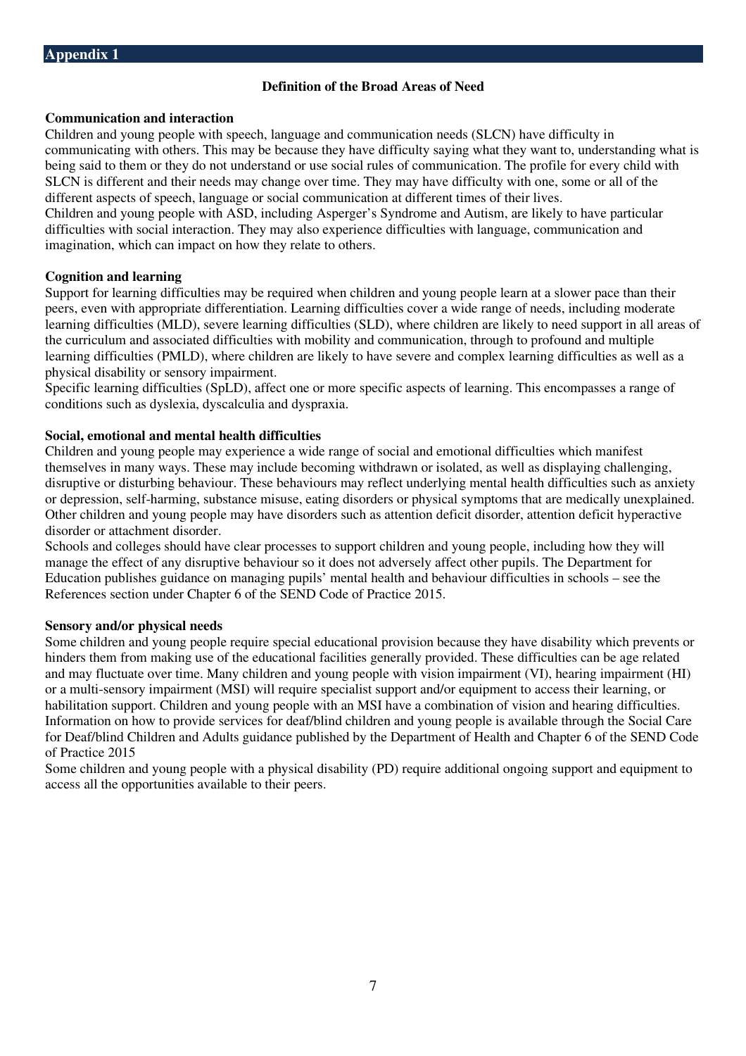## Appendix 1

### Definition of the Broad Areas of Need

**Communication and interaction**

Children and young people with speech, language and communication needs (SLCN) have difficulty in communicating with others. This may be because they have difficulty saying what they want to, understanding what is being said to them or they do not understand or use social rules of communication. The profile for every child with SLCN is different and their needs may change over time. They may have difficulty with one, some or all of the different aspects of speech, language or social communication at different times of their lives.

Children and young people with ASD, including Asperger's Syndrome and Autism, are likely to have particular difficulties with social interaction. They may also experience difficulties with language, communication and imagination, which can impact on how they relate to others.

**Cognition and learning**

Support for learning difficulties may be required when children and young people learn at a slower pace than their peers, even with appropriate differentiation. Learning difficulties cover a wide range of needs, including moderate learning difficulties (MLD), severe learning difficulties (SLD), where children are likely to need support in all areas of the curriculum and associated difficulties with mobility and communication, through to profound and multiple learning difficulties (PMLD), where children are likely to have severe and complex learning difficulties as well as a physical disability or sensory impairment.

Specific learning difficulties (SpLD), affect one or more specific aspects of learning. This encompasses a range of conditions such as dyslexia, dyscalculia and dyspraxia.

**Social, emotional and mental health difficulties**

Children and young people may experience a wide range of social and emotional difficulties which manifest themselves in many ways. These may include becoming withdrawn or isolated, as well as displaying challenging, disruptive or disturbing behaviour. These behaviours may reflect underlying mental health difficulties such as anxiety or depression, self-harming, substance misuse, eating disorders or physical symptoms that are medically unexplained. Other children and young people may have disorders such as attention deficit disorder, attention deficit hyperactive disorder or attachment disorder.

Schools and colleges should have clear processes to support children and young people, including how they will manage the effect of any disruptive behaviour so it does not adversely affect other pupils. The Department for Education publishes guidance on managing pupils' mental health and behaviour difficulties in schools – see the References section under Chapter 6 of the SEND Code of Practice 2015.

**Sensory and/or physical needs**

Some children and young people require special educational provision because they have disability which prevents or hinders them from making use of the educational facilities generally provided. These difficulties can be age related and may fluctuate over time. Many children and young people with vision impairment (VI), hearing impairment (HI) or a multi-sensory impairment (MSI) will require specialist support and/or equipment to access their learning, or habilitation support. Children and young people with an MSI have a combination of vision and hearing difficulties. Information on how to provide services for deaf/blind children and young people is available through the Social Care for Deaf/blind Children and Adults guidance published by the Department of Health and Chapter 6 of the SEND Code of Practice 2015

Some children and young people with a physical disability (PD) require additional ongoing support and equipment to access all the opportunities available to their peers.